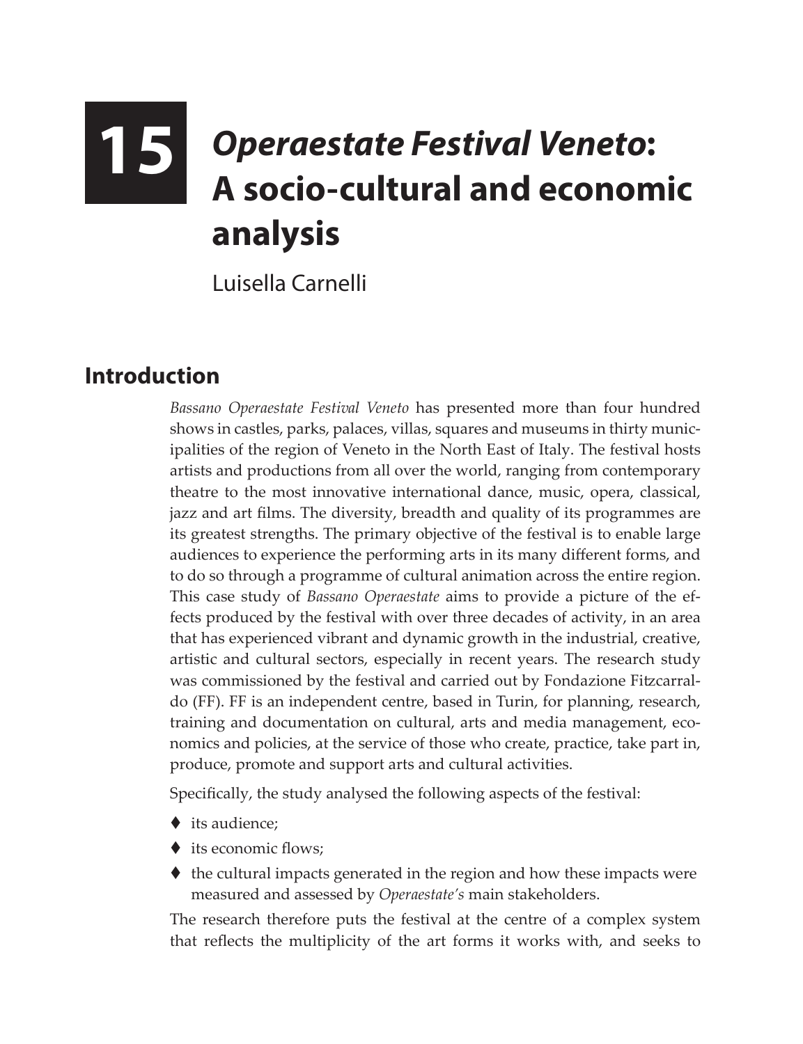# 15 *Operaestate Festival Veneto*: A socio-cultural and economic analysis

Luisella Carnelli

## Introduction

*Bassano Operaestate Festival Veneto* has presented more than four hundred shows in castles, parks, palaces, villas, squares and museums in thirty municipalities of the region of Veneto in the North East of Italy. The festival hosts artists and productions from all over the world, ranging from contemporary theatre to the most innovative international dance, music, opera, classical, jazz and art films. The diversity, breadth and quality of its programmes are its greatest strengths. The primary objective of the festival is to enable large audiences to experience the performing arts in its many different forms, and to do so through a programme of cultural animation across the entire region. This case study of *Bassano Operaestate* aims to provide a picture of the effects produced by the festival with over three decades of activity, in an area that has experienced vibrant and dynamic growth in the industrial, creative, artistic and cultural sectors, especially in recent years. The research study was commissioned by the festival and carried out by Fondazione Fitzcarraldo (FF). FF is an independent centre, based in Turin, for planning, research, training and documentation on cultural, arts and media management, economics and policies, at the service of those who create, practice, take part in, produce, promote and support arts and cultural activities.

Specifically, the study analysed the following aspects of the festival:

- its audience;
- its economic flows;
- the cultural impacts generated in the region and how these impacts were measured and assessed by *Operaestate's* main stakeholders.

The research therefore puts the festival at the centre of a complex system that reflects the multiplicity of the art forms it works with, and seeks to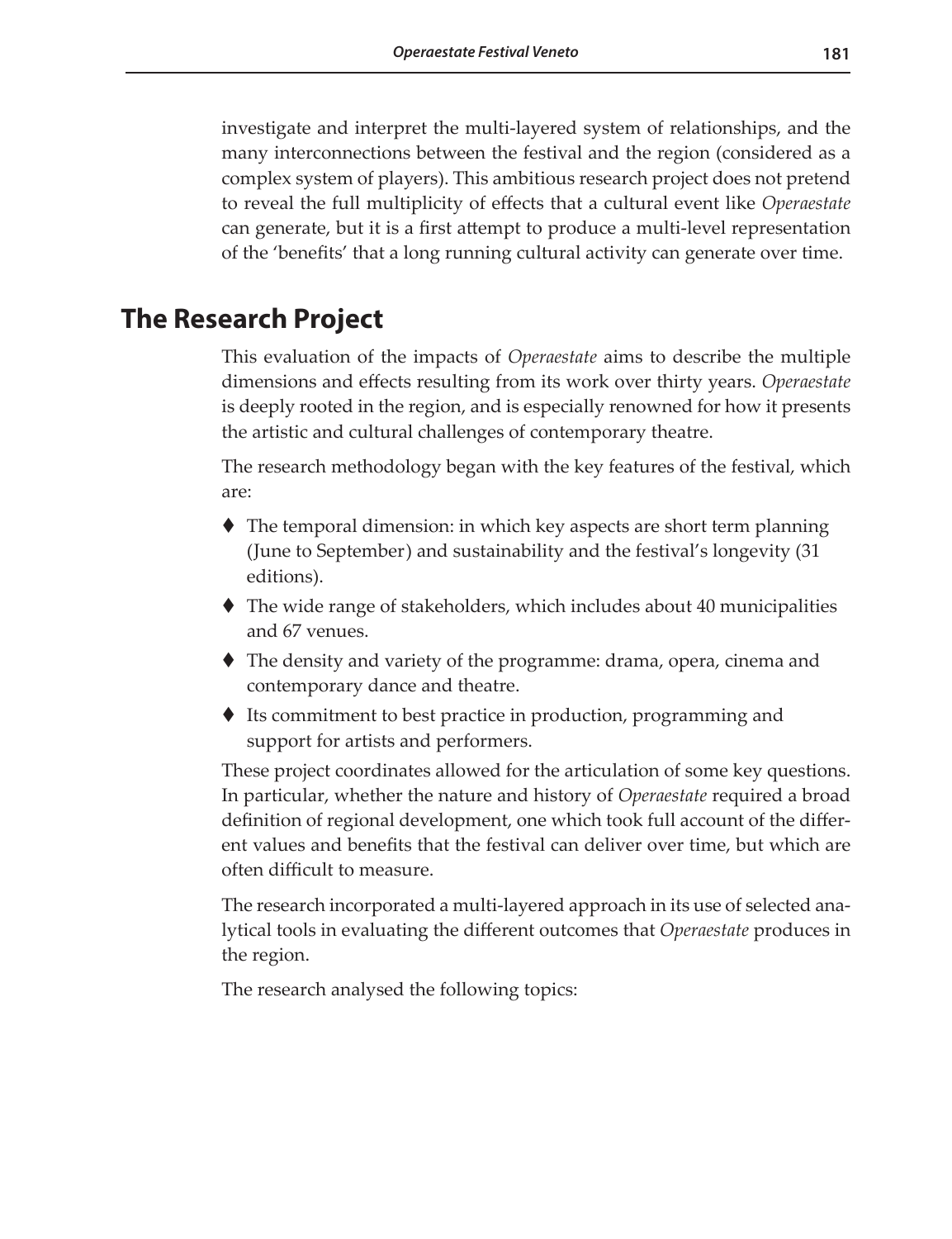investigate and interpret the multi-layered system of relationships, and the many interconnections between the festival and the region (considered as a complex system of players). This ambitious research project does not pretend to reveal the full multiplicity of effects that a cultural event like *Operaestate* can generate, but it is a first attempt to produce a multi-level representation of the 'benefits' that a long running cultural activity can generate over time.

## The Research Project

This evaluation of the impacts of *Operaestate* aims to describe the multiple dimensions and effects resulting from its work over thirty years. *Operaestate* is deeply rooted in the region, and is especially renowned for how it presents the artistic and cultural challenges of contemporary theatre.

The research methodology began with the key features of the festival, which are:

- The temporal dimension: in which key aspects are short term planning (June to September) and sustainability and the festival's longevity (31 editions).
- The wide range of stakeholders, which includes about 40 municipalities and 67 venues.
- The density and variety of the programme: drama, opera, cinema and contemporary dance and theatre.
- Its commitment to best practice in production, programming and support for artists and performers.

These project coordinates allowed for the articulation of some key questions. In particular, whether the nature and history of *Operaestate* required a broad definition of regional development, one which took full account of the different values and benefits that the festival can deliver over time, but which are often difficult to measure.

The research incorporated a multi-layered approach in its use of selected analytical tools in evaluating the different outcomes that *Operaestate* produces in the region.

The research analysed the following topics: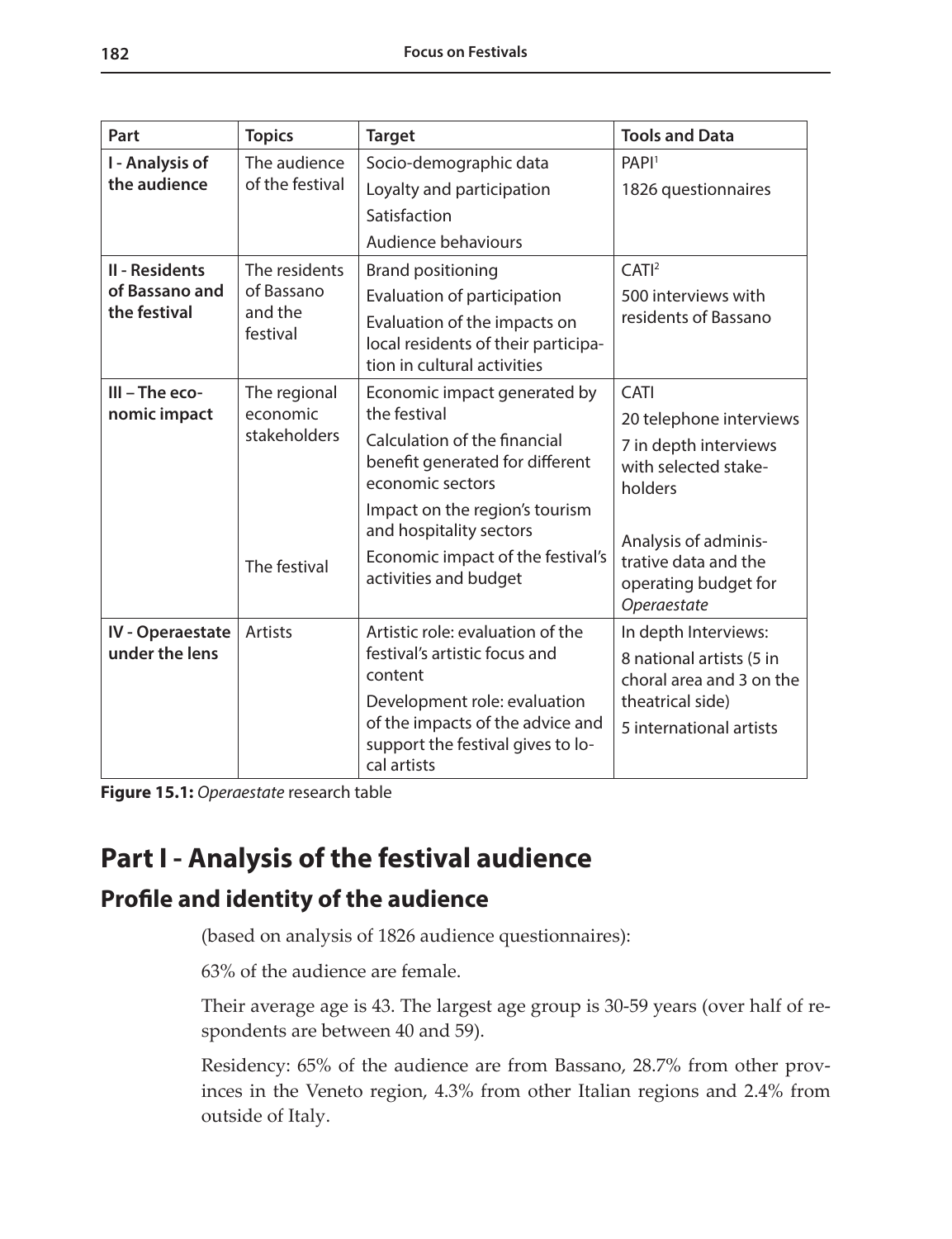| Part | Topics | Target | Tools and Data |
|---|---|---|---|
| **I - Analysis of the audience** | The audience of the festival | Socio-demographic data<br>Loyalty and participation<br>Satisfaction<br>Audience behaviours | PAPI[1]<br>1826 questionnaires |
| **II - Residents of Bassano and the festival** | The residents of Bassano and the festival | Brand positioning<br>Evaluation of participation<br>Evaluation of the impacts on local residents of their participation in cultural activities | CATI[2]<br>500 interviews with residents of Bassano |
| **III – The economic impact** | The regional economic stakeholders | Economic impact generated by the festival<br>Calculation of the financial benefit generated for different economic sectors<br>Impact on the region's tourism and hospitality sectors | CATI<br>20 telephone interviews<br>7 in depth interviews with selected stakeholders |
| | The festival | Economic impact of the festival's activities and budget | Analysis of administrative data and the operating budget for *Operaestate* |
| **IV - Operaestate under the lens** | Artists | Artistic role: evaluation of the festival's artistic focus and content<br>Development role: evaluation of the impacts of the advice and support the festival gives to local artists | In depth Interviews:<br>8 national artists (5 in choral area and 3 on the theatrical side)<br>5 international artists |

**Figure 15.1:** *Operaestate* research table

# Part I - Analysis of the festival audience

## Profile and identity of the audience

(based on analysis of 1826 audience questionnaires):

63% of the audience are female.

Their average age is 43. The largest age group is 30-59 years (over half of respondents are between 40 and 59).

Residency: 65% of the audience are from Bassano, 28.7% from other provinces in the Veneto region, 4.3% from other Italian regions and 2.4% from outside of Italy.